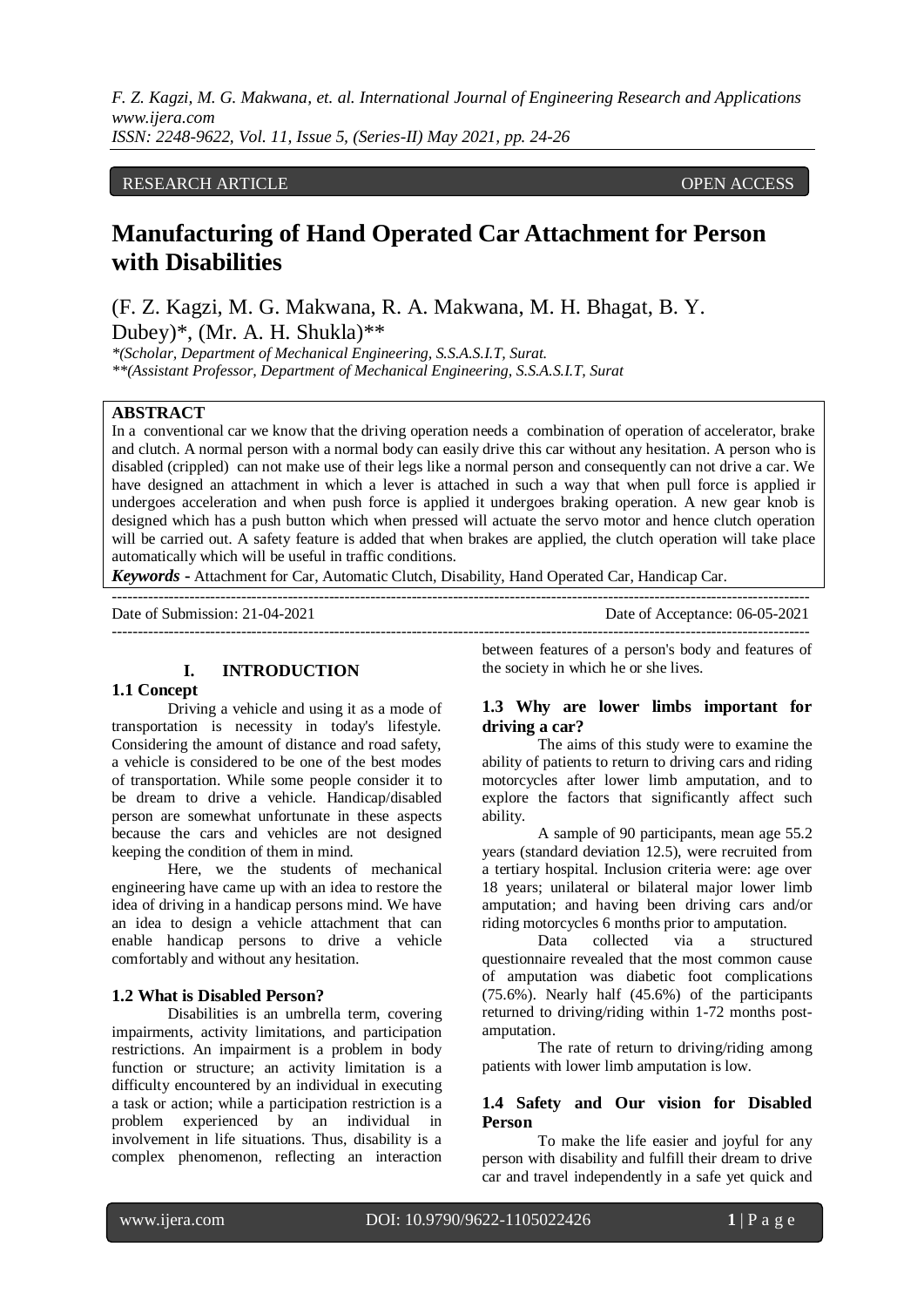RESEARCH ARTICLE OPEN ACCESS

# Manufacturing of Hand Operated Car Attachment for Person with Disabilities

(F. Z. Kagzi, M. G. Makwana, R. A. Makwana, M. H. Bhagat, B. Y. Dubey)*, (Mr. A. H. Shukla)**

*\*(Scholar, Department of Mechanical Engineering, S.S.A.S.I.T, Surat.*
*\*\*(Assistant Professor, Department of Mechanical Engineering, S.S.A.S.I.T, Surat*

**ABSTRACT**

In a conventional car we know that the driving operation needs a combination of operation of accelerator, brake and clutch. A normal person with a normal body can easily drive this car without any hesitation. A person who is disabled (crippled) can not make use of their legs like a normal person and consequently can not drive a car. We have designed an attachment in which a lever is attached in such a way that when pull force is applied ir undergoes acceleration and when push force is applied it undergoes braking operation. A new gear knob is designed which has a push button which when pressed will actuate the servo motor and hence clutch operation will be carried out. A safety feature is added that when brakes are applied, the clutch operation will take place automatically which will be useful in traffic conditions.

***Keywords -*** Attachment for Car, Automatic Clutch, Disability, Hand Operated Car, Handicap Car.

Date of Submission: 21-04-2021 Date of Acceptance: 06-05-2021

## I. INTRODUCTION

### 1.1 Concept

Driving a vehicle and using it as a mode of transportation is necessity in today's lifestyle. Considering the amount of distance and road safety, a vehicle is considered to be one of the best modes of transportation. While some people consider it to be dream to drive a vehicle. Handicap/disabled person are somewhat unfortunate in these aspects because the cars and vehicles are not designed keeping the condition of them in mind.

Here, we the students of mechanical engineering have came up with an idea to restore the idea of driving in a handicap persons mind. We have an idea to design a vehicle attachment that can enable handicap persons to drive a vehicle comfortably and without any hesitation.

### 1.2 What is Disabled Person?

Disabilities is an umbrella term, covering impairments, activity limitations, and participation restrictions. An impairment is a problem in body function or structure; an activity limitation is a difficulty encountered by an individual in executing a task or action; while a participation restriction is a problem experienced by an individual in involvement in life situations. Thus, disability is a complex phenomenon, reflecting an interaction between features of a person's body and features of the society in which he or she lives.

### 1.3 Why are lower limbs important for driving a car?

The aims of this study were to examine the ability of patients to return to driving cars and riding motorcycles after lower limb amputation, and to explore the factors that significantly affect such ability.

A sample of 90 participants, mean age 55.2 years (standard deviation 12.5), were recruited from a tertiary hospital. Inclusion criteria were: age over 18 years; unilateral or bilateral major lower limb amputation; and having been driving cars and/or riding motorcycles 6 months prior to amputation.

Data collected via a structured questionnaire revealed that the most common cause of amputation was diabetic foot complications (75.6%). Nearly half (45.6%) of the participants returned to driving/riding within 1-72 months post-amputation.

The rate of return to driving/riding among patients with lower limb amputation is low.

### 1.4 Safety and Our vision for Disabled Person

To make the life easier and joyful for any person with disability and fulfill their dream to drive car and travel independently in a safe yet quick and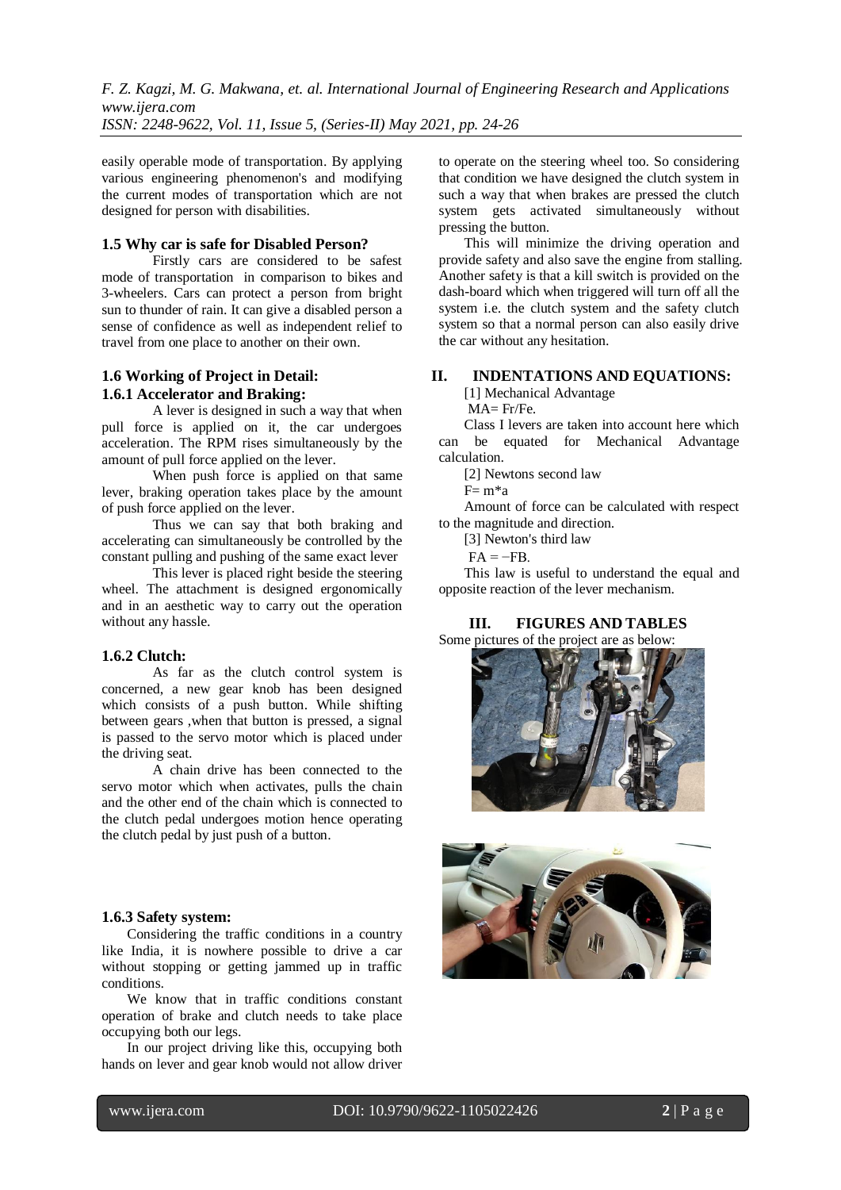easily operable mode of transportation. By applying various engineering phenomenon's and modifying the current modes of transportation which are not designed for person with disabilities.

### 1.5 Why car is safe for Disabled Person?

Firstly cars are considered to be safest mode of transportation in comparison to bikes and 3-wheelers. Cars can protect a person from bright sun to thunder of rain. It can give a disabled person a sense of confidence as well as independent relief to travel from one place to another on their own.

### 1.6 Working of Project in Detail:

#### 1.6.1 Accelerator and Braking:

A lever is designed in such a way that when pull force is applied on it, the car undergoes acceleration. The RPM rises simultaneously by the amount of pull force applied on the lever.

When push force is applied on that same lever, braking operation takes place by the amount of push force applied on the lever.

Thus we can say that both braking and accelerating can simultaneously be controlled by the constant pulling and pushing of the same exact lever

This lever is placed right beside the steering wheel. The attachment is designed ergonomically and in an aesthetic way to carry out the operation without any hassle.

#### 1.6.2 Clutch:

As far as the clutch control system is concerned, a new gear knob has been designed which consists of a push button. While shifting between gears ,when that button is pressed, a signal is passed to the servo motor which is placed under the driving seat.

A chain drive has been connected to the servo motor which when activates, pulls the chain and the other end of the chain which is connected to the clutch pedal undergoes motion hence operating the clutch pedal by just push of a button.

#### 1.6.3 Safety system:

Considering the traffic conditions in a country like India, it is nowhere possible to drive a car without stopping or getting jammed up in traffic conditions.

We know that in traffic conditions constant operation of brake and clutch needs to take place occupying both our legs.

In our project driving like this, occupying both hands on lever and gear knob would not allow driver to operate on the steering wheel too. So considering that condition we have designed the clutch system in such a way that when brakes are pressed the clutch system gets activated simultaneously without pressing the button.

This will minimize the driving operation and provide safety and also save the engine from stalling. Another safety is that a kill switch is provided on the dash-board which when triggered will turn off all the system i.e. the clutch system and the safety clutch system so that a normal person can also easily drive the car without any hesitation.

## II. INDENTATIONS AND EQUATIONS:

[1] Mechanical Advantage

$MA = Fr/Fe$.

Class I levers are taken into account here which can be equated for Mechanical Advantage calculation.

[2] Newtons second law

$F = m*a$

Amount of force can be calculated with respect to the magnitude and direction.

[3] Newton's third law

$FA = -FB$.

This law is useful to understand the equal and opposite reaction of the lever mechanism.

## III. FIGURES AND TABLES

Some pictures of the project are as below: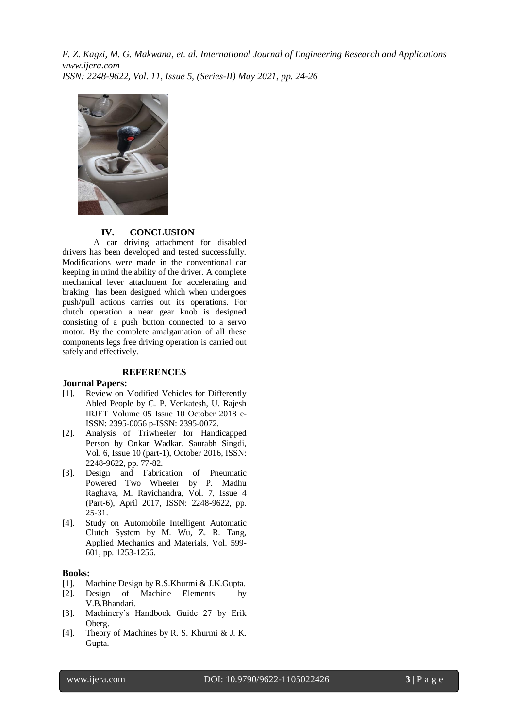## IV. CONCLUSION

A car driving attachment for disabled drivers has been developed and tested successfully. Modifications were made in the conventional car keeping in mind the ability of the driver. A complete mechanical lever attachment for accelerating and braking has been designed which when undergoes push/pull actions carries out its operations. For clutch operation a near gear knob is designed consisting of a push button connected to a servo motor. By the complete amalgamation of all these components legs free driving operation is carried out safely and effectively.

## REFERENCES

**Journal Papers:**

[1]. Review on Modified Vehicles for Differently Abled People by C. P. Venkatesh, U. Rajesh IRJET Volume 05 Issue 10 October 2018 e-ISSN: 2395-0056 p-ISSN: 2395-0072.

[2]. Analysis of Triwheeler for Handicapped Person by Onkar Wadkar, Saurabh Singdi, Vol. 6, Issue 10 (part-1), October 2016, ISSN: 2248-9622, pp. 77-82.

[3]. Design and Fabrication of Pneumatic Powered Two Wheeler by P. Madhu Raghava, M. Ravichandra, Vol. 7, Issue 4 (Part-6), April 2017, ISSN: 2248-9622, pp. 25-31.

[4]. Study on Automobile Intelligent Automatic Clutch System by M. Wu, Z. R. Tang, Applied Mechanics and Materials, Vol. 599-601, pp. 1253-1256.

**Books:**

[1]. Machine Design by R.S.Khurmi & J.K.Gupta.

[2]. Design of Machine Elements by V.B.Bhandari.

[3]. Machinery's Handbook Guide 27 by Erik Oberg.

[4]. Theory of Machines by R. S. Khurmi & J. K. Gupta.